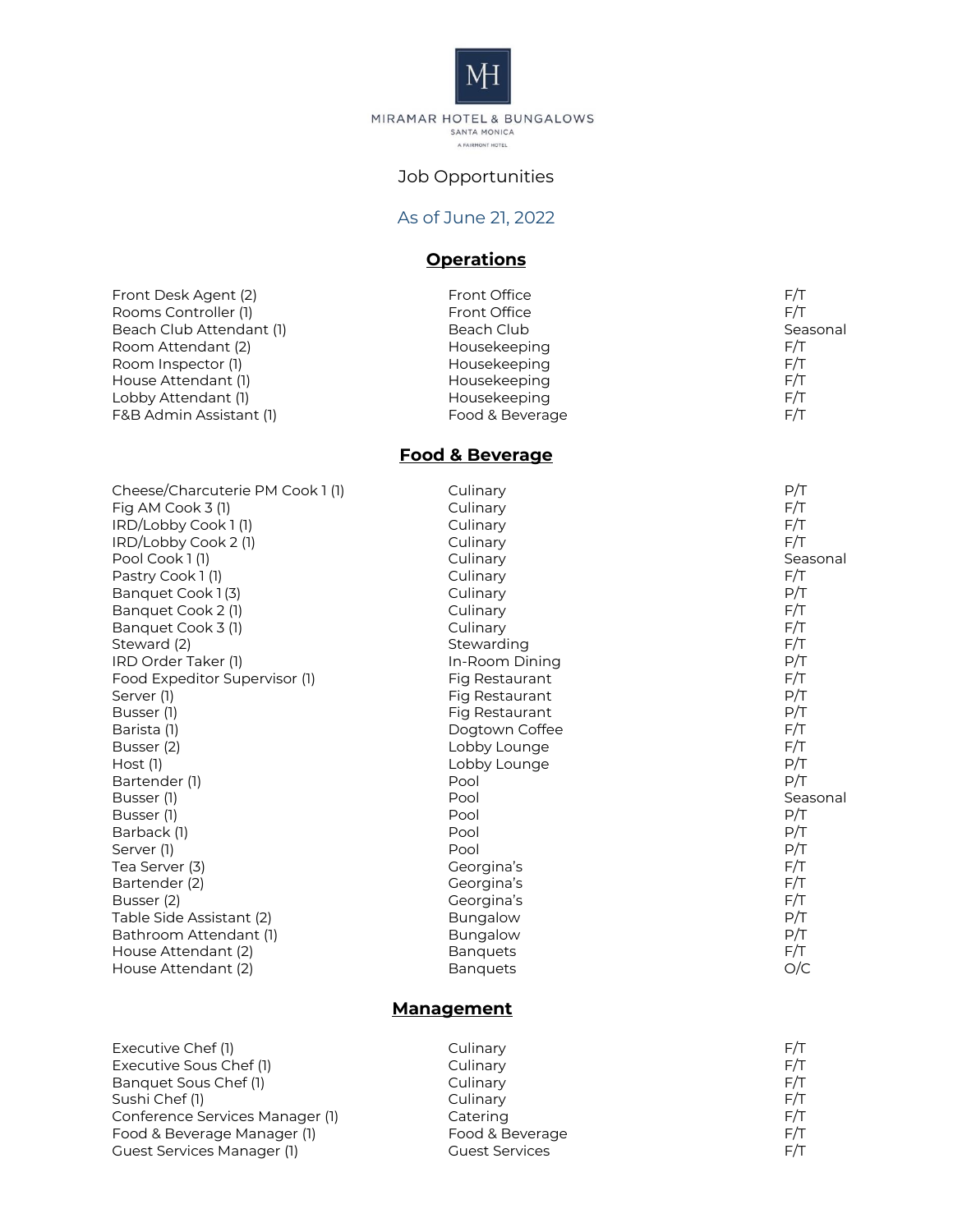MIRAMAR HOTEL & BUNGALOWS
SANTA MONICA
A FAIRMONT HOTEL

# Job Opportunities

As of June 21, 2022

## Operations

| | | |
|---|---|---|
| Front Desk Agent (2) | Front Office | F/T |
| Rooms Controller (1) | Front Office | F/T |
| Beach Club Attendant (1) | Beach Club | Seasonal |
| Room Attendant (2) | Housekeeping | F/T |
| Room Inspector (1) | Housekeeping | F/T |
| House Attendant (1) | Housekeeping | F/T |
| Lobby Attendant (1) | Housekeeping | F/T |
| F&B Admin Assistant (1) | Food & Beverage | F/T |

## Food & Beverage

| | | |
|---|---|---|
| Cheese/Charcuterie PM Cook 1 (1) | Culinary | P/T |
| Fig AM Cook 3 (1) | Culinary | F/T |
| IRD/Lobby Cook 1 (1) | Culinary | F/T |
| IRD/Lobby Cook 2 (1) | Culinary | F/T |
| Pool Cook 1 (1) | Culinary | Seasonal |
| Pastry Cook 1 (1) | Culinary | F/T |
| Banquet Cook 1 (3) | Culinary | P/T |
| Banquet Cook 2 (1) | Culinary | F/T |
| Banquet Cook 3 (1) | Culinary | F/T |
| Steward (2) | Stewarding | F/T |
| IRD Order Taker (1) | In-Room Dining | P/T |
| Food Expeditor Supervisor (1) | Fig Restaurant | F/T |
| Server (1) | Fig Restaurant | P/T |
| Busser (1) | Fig Restaurant | P/T |
| Barista (1) | Dogtown Coffee | F/T |
| Busser (2) | Lobby Lounge | F/T |
| Host (1) | Lobby Lounge | P/T |
| Bartender (1) | Pool | P/T |
| Busser (1) | Pool | Seasonal |
| Busser (1) | Pool | P/T |
| Barback (1) | Pool | P/T |
| Server (1) | Pool | P/T |
| Tea Server (3) | Georgina's | F/T |
| Bartender (2) | Georgina's | F/T |
| Busser (2) | Georgina's | F/T |
| Table Side Assistant (2) | Bungalow | P/T |
| Bathroom Attendant (1) | Bungalow | P/T |
| House Attendant (2) | Banquets | F/T |
| House Attendant (2) | Banquets | O/C |

## Management

| | | |
|---|---|---|
| Executive Chef (1) | Culinary | F/T |
| Executive Sous Chef (1) | Culinary | F/T |
| Banquet Sous Chef (1) | Culinary | F/T |
| Sushi Chef (1) | Culinary | F/T |
| Conference Services Manager (1) | Catering | F/T |
| Food & Beverage Manager (1) | Food & Beverage | F/T |
| Guest Services Manager (1) | Guest Services | F/T |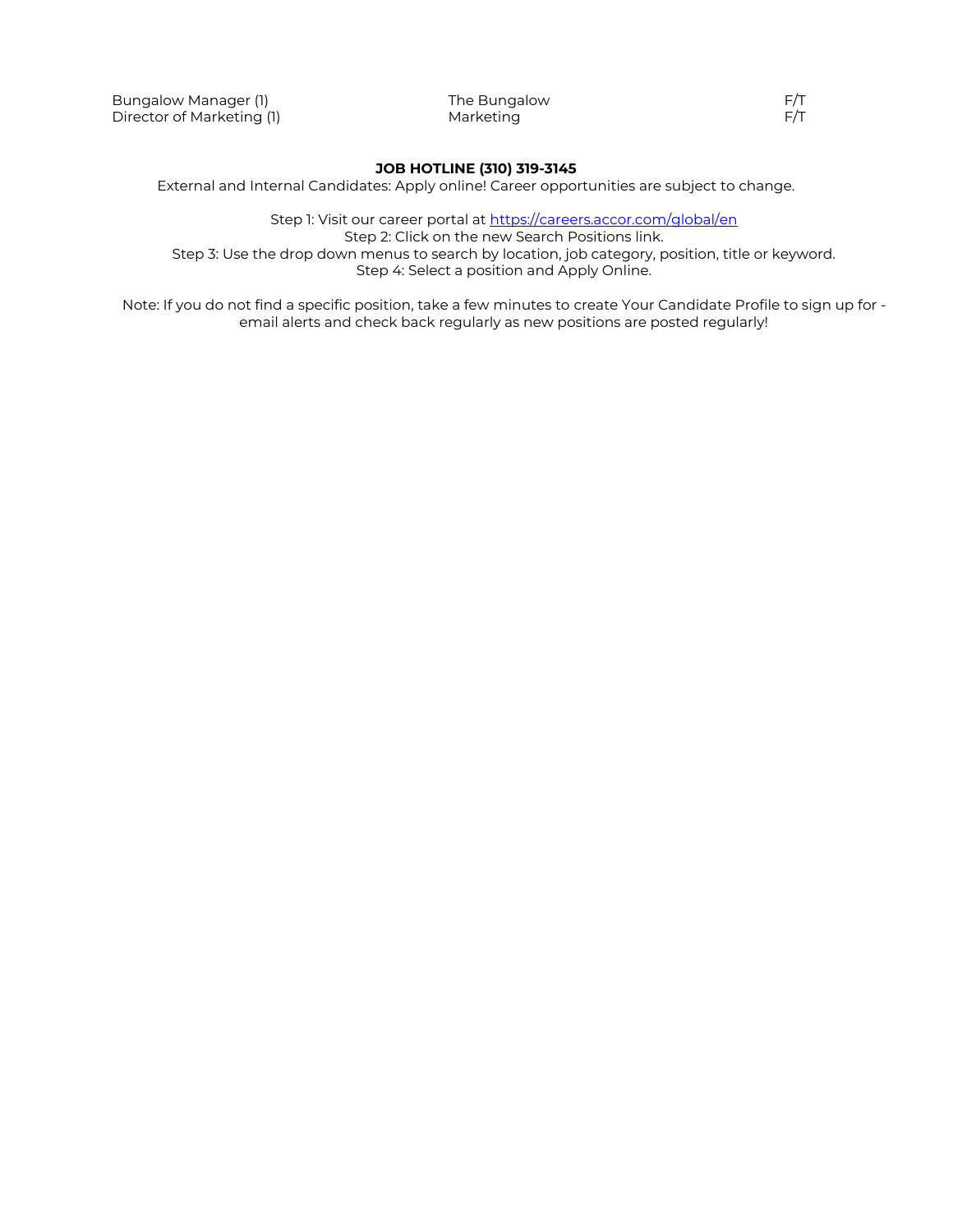| | | |
|---|---|---|
| Bungalow Manager (1) | The Bungalow | F/T |
| Director of Marketing (1) | Marketing | F/T |

**JOB HOTLINE (310) 319-3145**

External and Internal Candidates: Apply online! Career opportunities are subject to change.

Step 1: Visit our career portal at https://careers.accor.com/global/en
Step 2: Click on the new Search Positions link.
Step 3: Use the drop down menus to search by location, job category, position, title or keyword.
Step 4: Select a position and Apply Online.

Note: If you do not find a specific position, take a few minutes to create Your Candidate Profile to sign up for - email alerts and check back regularly as new positions are posted regularly!